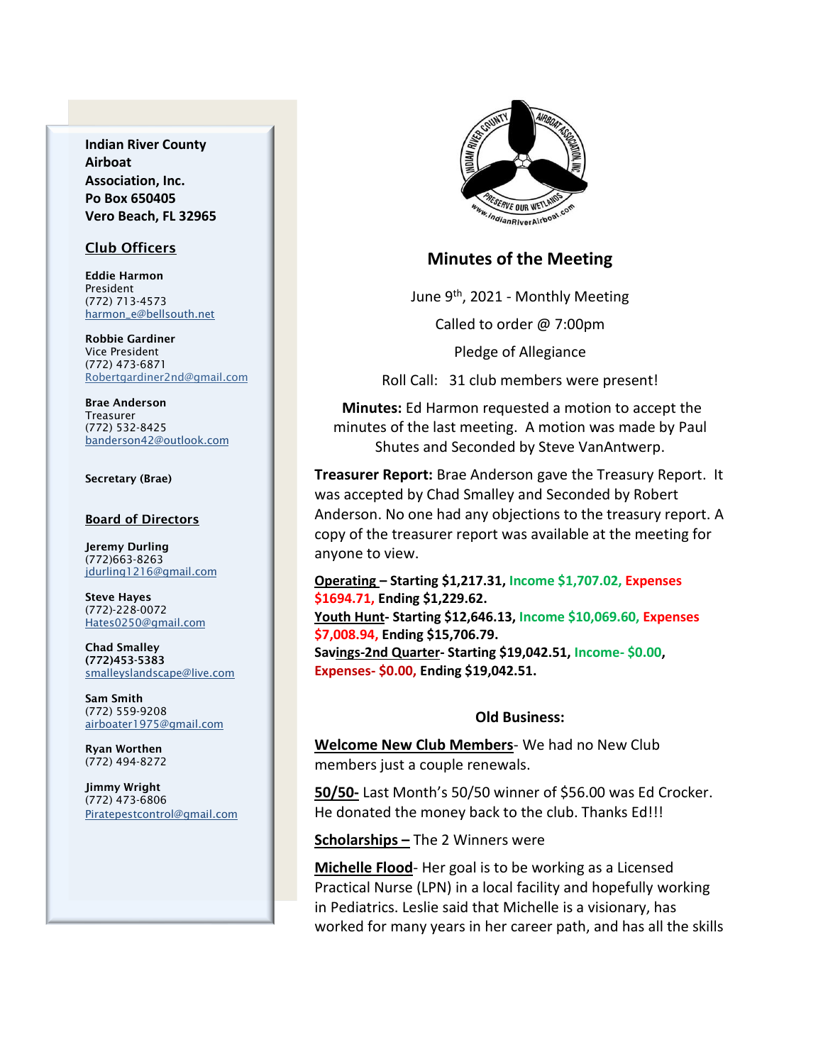**Indian River County Airboat Association, Inc.**
**Po Box 650405**
**Vero Beach, FL 32965**

## Club Officers

**Eddie Harmon**
President
(772) 713-4573
harmon_e@bellsouth.net

**Robbie Gardiner**
Vice President
(772) 473-6871
Robertgardiner2nd@gmail.com

**Brae Anderson**
Treasurer
(772) 532-8425
banderson42@outlook.com

**Secretary (Brae)**

## Board of Directors

**Jeremy Durling**
(772)663-8263
jdurling1216@gmail.com

**Steve Hayes**
(772)-228-0072
Hates0250@gmail.com

**Chad Smalley**
**(772)453-5383**
smalleyslandscape@live.com

**Sam Smith**
(772) 559-9208
airboater1975@gmail.com

**Ryan Worthen**
(772) 494-8272

**Jimmy Wright**
(772) 473-6806
Piratepestcontrol@gmail.com

# Minutes of the Meeting

June 9th, 2021 - Monthly Meeting

Called to order @ 7:00pm

Pledge of Allegiance

Roll Call: 31 club members were present!

**Minutes:** Ed Harmon requested a motion to accept the minutes of the last meeting. A motion was made by Paul Shutes and Seconded by Steve VanAntwerp.

**Treasurer Report:** Brae Anderson gave the Treasury Report. It was accepted by Chad Smalley and Seconded by Robert Anderson. No one had any objections to the treasury report. A copy of the treasurer report was available at the meeting for anyone to view.

**Operating – Starting $1,217.31, Income $1,707.02, Expenses $1694.71, Ending $1,229.62.**
**Youth Hunt- Starting $12,646.13, Income $10,069.60, Expenses $7,008.94, Ending $15,706.79.**
**Savings-2nd Quarter- Starting $19,042.51, Income- $0.00, Expenses- $0.00, Ending $19,042.51.**

### Old Business:

**Welcome New Club Members**- We had no New Club members just a couple renewals.

**50/50-** Last Month's 50/50 winner of $56.00 was Ed Crocker. He donated the money back to the club. Thanks Ed!!!

**Scholarships –** The 2 Winners were

**Michelle Flood**- Her goal is to be working as a Licensed Practical Nurse (LPN) in a local facility and hopefully working in Pediatrics. Leslie said that Michelle is a visionary, has worked for many years in her career path, and has all the skills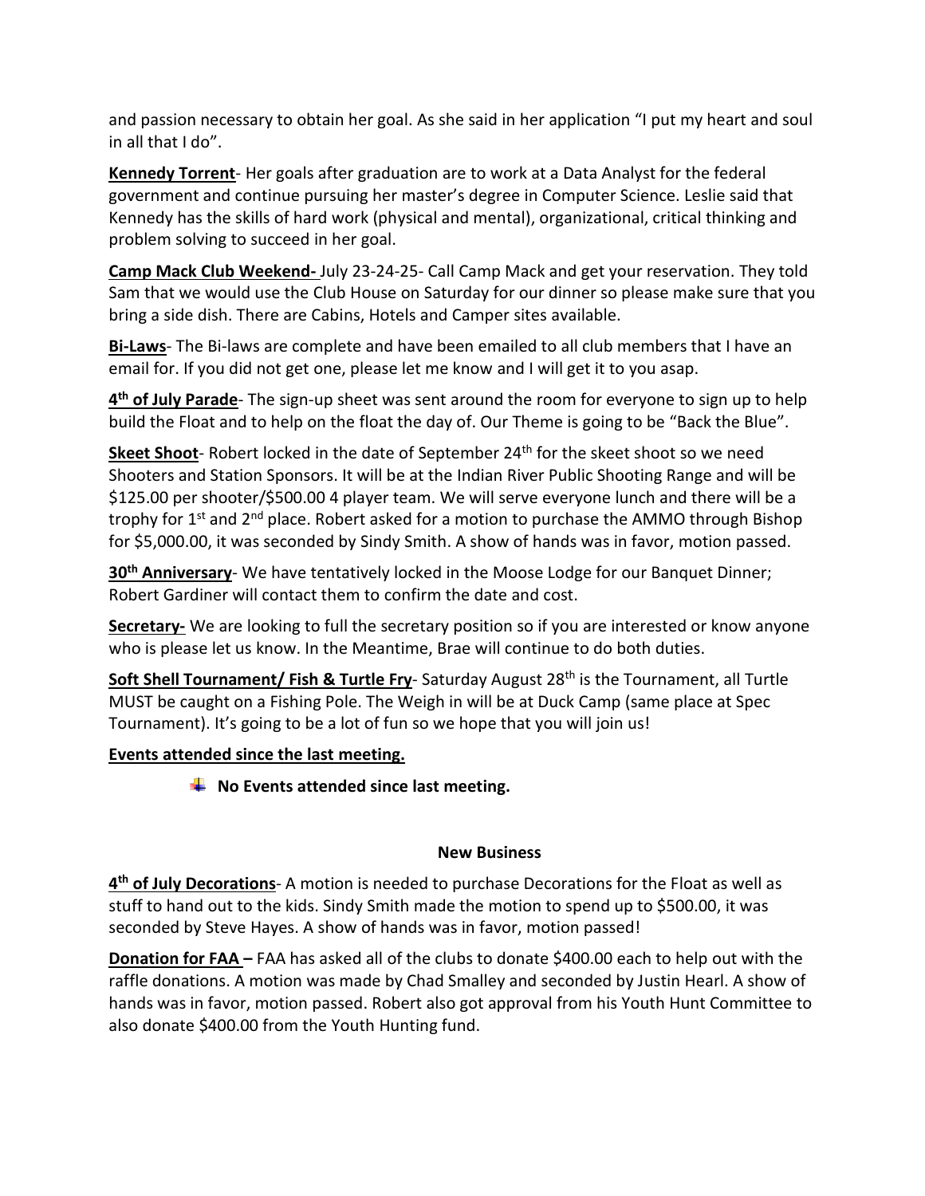and passion necessary to obtain her goal. As she said in her application "I put my heart and soul in all that I do".

**Kennedy Torrent**- Her goals after graduation are to work at a Data Analyst for the federal government and continue pursuing her master's degree in Computer Science. Leslie said that Kennedy has the skills of hard work (physical and mental), organizational, critical thinking and problem solving to succeed in her goal.

**Camp Mack Club Weekend-** July 23-24-25- Call Camp Mack and get your reservation. They told Sam that we would use the Club House on Saturday for our dinner so please make sure that you bring a side dish. There are Cabins, Hotels and Camper sites available.

**Bi-Laws**- The Bi-laws are complete and have been emailed to all club members that I have an email for. If you did not get one, please let me know and I will get it to you asap.

**4th of July Parade**- The sign-up sheet was sent around the room for everyone to sign up to help build the Float and to help on the float the day of. Our Theme is going to be "Back the Blue".

**Skeet Shoot**- Robert locked in the date of September 24th for the skeet shoot so we need Shooters and Station Sponsors. It will be at the Indian River Public Shooting Range and will be $125.00 per shooter/$500.00 4 player team. We will serve everyone lunch and there will be a trophy for 1st and 2nd place. Robert asked for a motion to purchase the AMMO through Bishop for $5,000.00, it was seconded by Sindy Smith. A show of hands was in favor, motion passed.

**30th Anniversary**- We have tentatively locked in the Moose Lodge for our Banquet Dinner; Robert Gardiner will contact them to confirm the date and cost.

**Secretary-** We are looking to full the secretary position so if you are interested or know anyone who is please let us know. In the Meantime, Brae will continue to do both duties.

**Soft Shell Tournament/ Fish & Turtle Fry**- Saturday August 28th is the Tournament, all Turtle MUST be caught on a Fishing Pole. The Weigh in will be at Duck Camp (same place at Spec Tournament). It's going to be a lot of fun so we hope that you will join us!

**Events attended since the last meeting.**

- **No Events attended since last meeting.**

## New Business

**4th of July Decorations**- A motion is needed to purchase Decorations for the Float as well as stuff to hand out to the kids. Sindy Smith made the motion to spend up to $500.00, it was seconded by Steve Hayes. A show of hands was in favor, motion passed!

**Donation for FAA –** FAA has asked all of the clubs to donate $400.00 each to help out with the raffle donations. A motion was made by Chad Smalley and seconded by Justin Hearl. A show of hands was in favor, motion passed. Robert also got approval from his Youth Hunt Committee to also donate $400.00 from the Youth Hunting fund.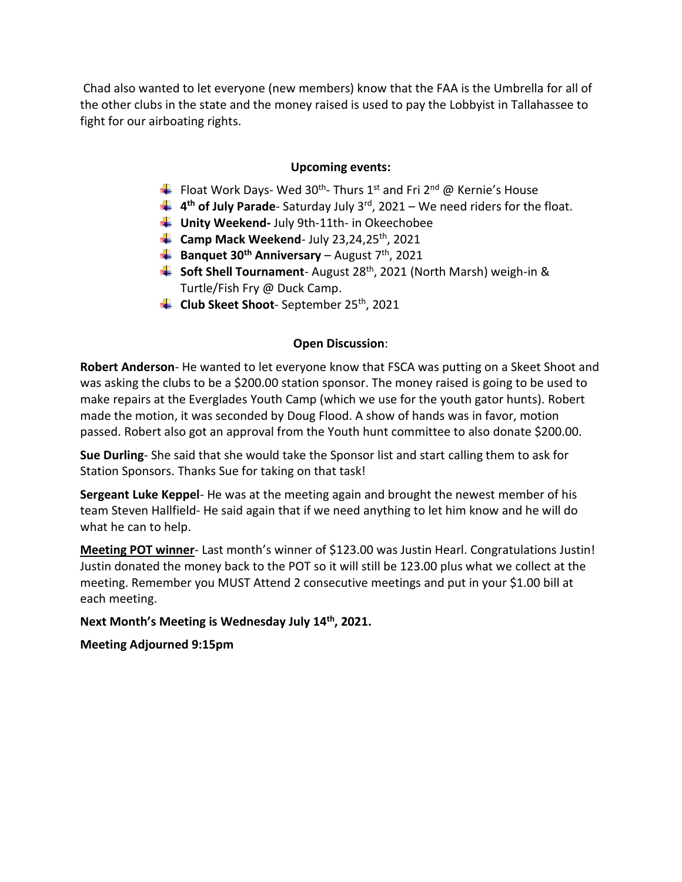Chad also wanted to let everyone (new members) know that the FAA is the Umbrella for all of the other clubs in the state and the money raised is used to pay the Lobbyist in Tallahassee to fight for our airboating rights.

**Upcoming events:**

- Float Work Days- Wed 30th- Thurs 1st and Fri 2nd @ Kernie's House
- **4th of July Parade**- Saturday July 3rd, 2021 – We need riders for the float.
- **Unity Weekend-** July 9th-11th- in Okeechobee
- **Camp Mack Weekend**- July 23,24,25th, 2021
- **Banquet 30th Anniversary** – August 7th, 2021
- **Soft Shell Tournament**- August 28th, 2021 (North Marsh) weigh-in & Turtle/Fish Fry @ Duck Camp.
- **Club Skeet Shoot**- September 25th, 2021

**Open Discussion**:

**Robert Anderson**- He wanted to let everyone know that FSCA was putting on a Skeet Shoot and was asking the clubs to be a $200.00 station sponsor. The money raised is going to be used to make repairs at the Everglades Youth Camp (which we use for the youth gator hunts). Robert made the motion, it was seconded by Doug Flood. A show of hands was in favor, motion passed. Robert also got an approval from the Youth hunt committee to also donate $200.00.

**Sue Durling**- She said that she would take the Sponsor list and start calling them to ask for Station Sponsors. Thanks Sue for taking on that task!

**Sergeant Luke Keppel**- He was at the meeting again and brought the newest member of his team Steven Hallfield- He said again that if we need anything to let him know and he will do what he can to help.

**Meeting POT winner**- Last month's winner of $123.00 was Justin Hearl. Congratulations Justin! Justin donated the money back to the POT so it will still be 123.00 plus what we collect at the meeting. Remember you MUST Attend 2 consecutive meetings and put in your $1.00 bill at each meeting.

**Next Month's Meeting is Wednesday July 14th, 2021.**

**Meeting Adjourned 9:15pm**